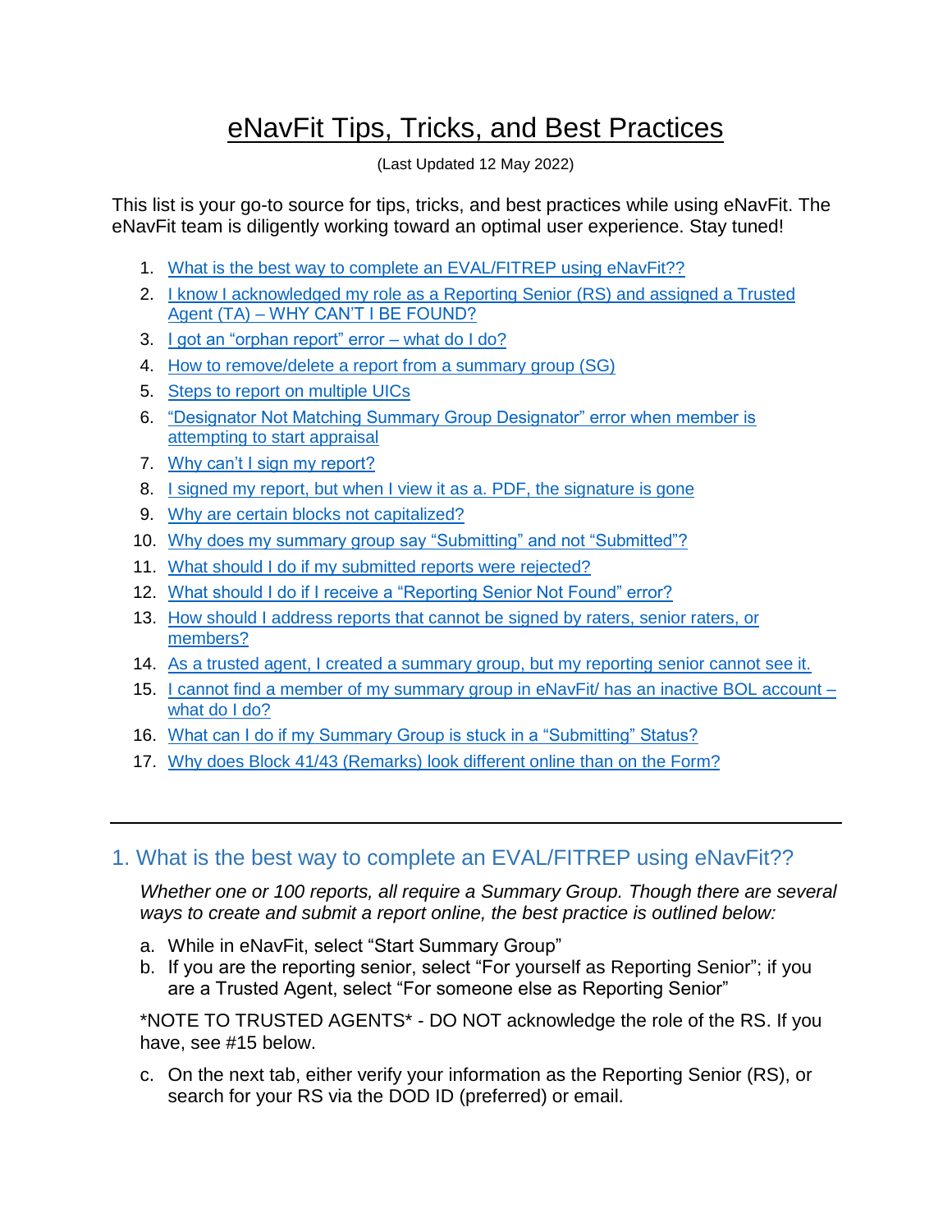# eNavFit Tips, Tricks, and Best Practices

(Last Updated 12 May 2022)

This list is your go-to source for tips, tricks, and best practices while using eNavFit. The eNavFit team is diligently working toward an optimal user experience. Stay tuned!

1. What is the best way to complete an EVAL/FITREP using eNavFit??
2. I know I acknowledged my role as a Reporting Senior (RS) and assigned a Trusted Agent (TA) – WHY CAN'T I BE FOUND?
3. I got an "orphan report" error – what do I do?
4. How to remove/delete a report from a summary group (SG)
5. Steps to report on multiple UICs
6. "Designator Not Matching Summary Group Designator" error when member is attempting to start appraisal
7. Why can't I sign my report?
8. I signed my report, but when I view it as a. PDF, the signature is gone
9. Why are certain blocks not capitalized?
10. Why does my summary group say "Submitting" and not "Submitted"?
11. What should I do if my submitted reports were rejected?
12. What should I do if I receive a "Reporting Senior Not Found" error?
13. How should I address reports that cannot be signed by raters, senior raters, or members?
14. As a trusted agent, I created a summary group, but my reporting senior cannot see it.
15. I cannot find a member of my summary group in eNavFit/ has an inactive BOL account – what do I do?
16. What can I do if my Summary Group is stuck in a "Submitting" Status?
17. Why does Block 41/43 (Remarks) look different online than on the Form?

---

## 1. What is the best way to complete an EVAL/FITREP using eNavFit??

*Whether one or 100 reports, all require a Summary Group. Though there are several ways to create and submit a report online, the best practice is outlined below:*

a. While in eNavFit, select "Start Summary Group"
b. If you are the reporting senior, select "For yourself as Reporting Senior"; if you are a Trusted Agent, select "For someone else as Reporting Senior"

*NOTE TO TRUSTED AGENTS* - DO NOT acknowledge the role of the RS. If you have, see #15 below.

c. On the next tab, either verify your information as the Reporting Senior (RS), or search for your RS via the DOD ID (preferred) or email.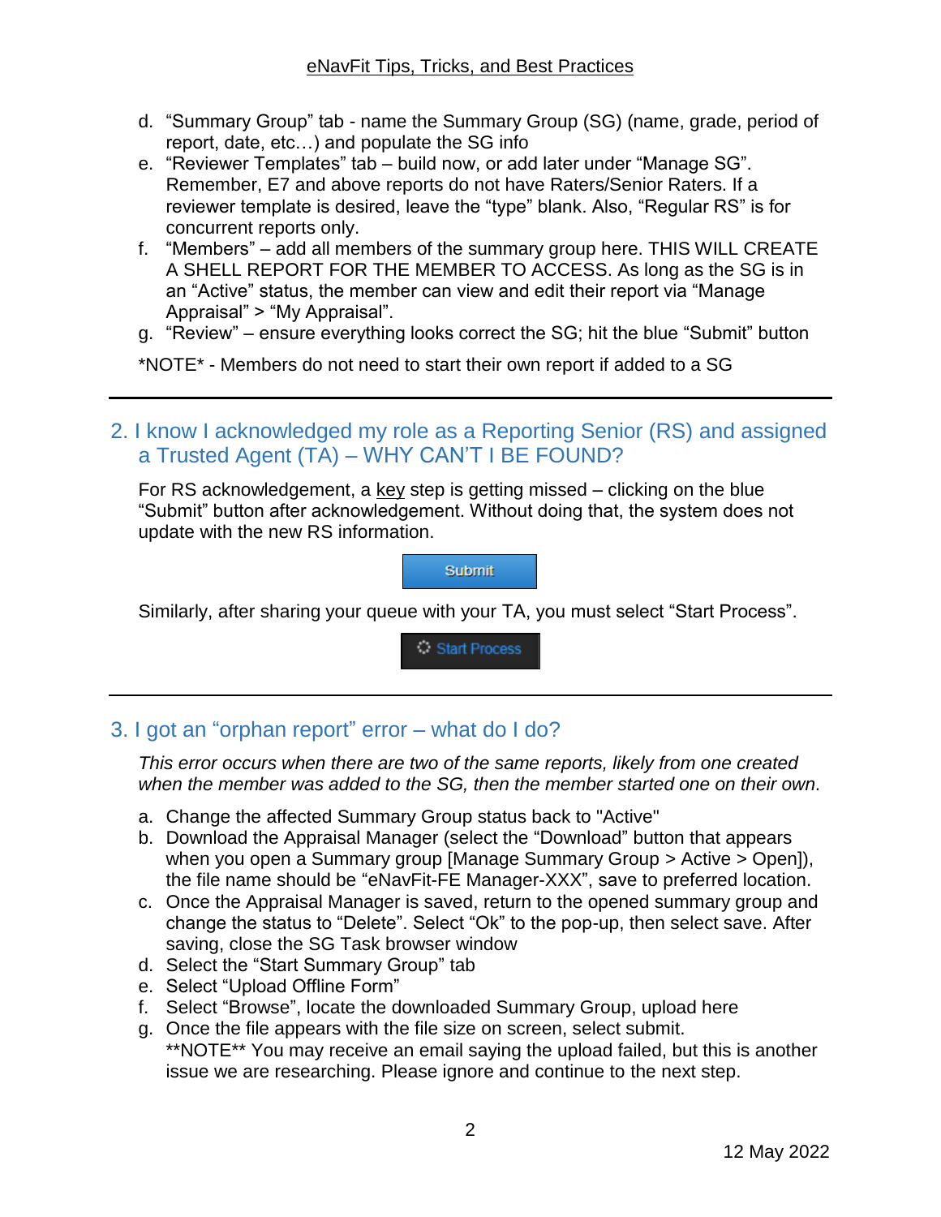d. “Summary Group” tab - name the Summary Group (SG) (name, grade, period of report, date, etc…) and populate the SG info
e. “Reviewer Templates” tab – build now, or add later under “Manage SG”. Remember, E7 and above reports do not have Raters/Senior Raters. If a reviewer template is desired, leave the “type” blank. Also, “Regular RS” is for concurrent reports only.
f. “Members” – add all members of the summary group here. THIS WILL CREATE A SHELL REPORT FOR THE MEMBER TO ACCESS. As long as the SG is in an “Active” status, the member can view and edit their report via “Manage Appraisal” > “My Appraisal”.
g. “Review” – ensure everything looks correct the SG; hit the blue “Submit” button

*NOTE* - Members do not need to start their own report if added to a SG

---

## 2. I know I acknowledged my role as a Reporting Senior (RS) and assigned a Trusted Agent (TA) – WHY CAN’T I BE FOUND?

For RS acknowledgement, a key step is getting missed – clicking on the blue “Submit” button after acknowledgement. Without doing that, the system does not update with the new RS information.

Submit

Similarly, after sharing your queue with your TA, you must select “Start Process”.

Start Process

---

## 3. I got an “orphan report” error – what do I do?

*This error occurs when there are two of the same reports, likely from one created when the member was added to the SG, then the member started one on their own.*

a. Change the affected Summary Group status back to "Active"
b. Download the Appraisal Manager (select the “Download” button that appears when you open a Summary group [Manage Summary Group > Active > Open]), the file name should be “eNavFit-FE Manager-XXX”, save to preferred location.
c. Once the Appraisal Manager is saved, return to the opened summary group and change the status to “Delete”. Select “Ok” to the pop-up, then select save. After saving, close the SG Task browser window
d. Select the “Start Summary Group” tab
e. Select “Upload Offline Form”
f. Select “Browse”, locate the downloaded Summary Group, upload here
g. Once the file appears with the file size on screen, select submit.
**NOTE** You may receive an email saying the upload failed, but this is another issue we are researching. Please ignore and continue to the next step.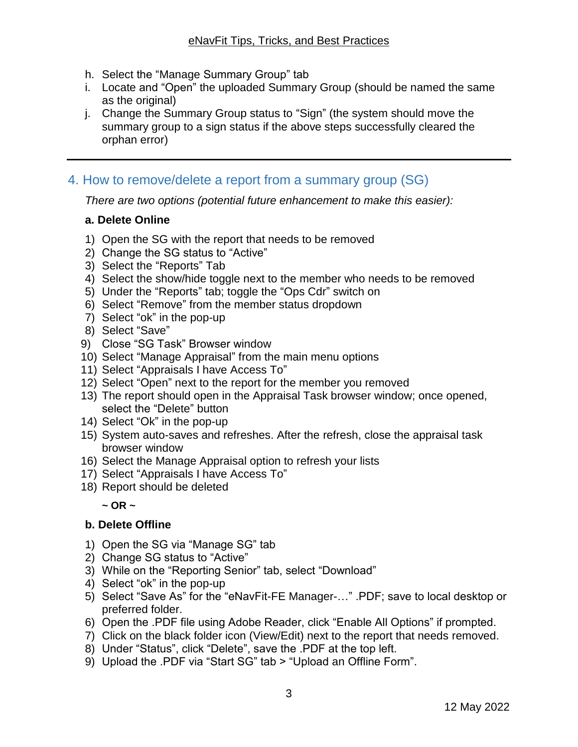h. Select the “Manage Summary Group” tab
i. Locate and “Open” the uploaded Summary Group (should be named the same as the original)
j. Change the Summary Group status to “Sign” (the system should move the summary group to a sign status if the above steps successfully cleared the orphan error)

---

## 4. How to remove/delete a report from a summary group (SG)

*There are two options (potential future enhancement to make this easier):*

**a. Delete Online**

1) Open the SG with the report that needs to be removed
2) Change the SG status to “Active”
3) Select the “Reports” Tab
4) Select the show/hide toggle next to the member who needs to be removed
5) Under the “Reports” tab; toggle the “Ops Cdr” switch on
6) Select “Remove” from the member status dropdown
7) Select “ok” in the pop-up
8) Select “Save”
9) Close “SG Task” Browser window
10) Select “Manage Appraisal” from the main menu options
11) Select “Appraisals I have Access To”
12) Select “Open” next to the report for the member you removed
13) The report should open in the Appraisal Task browser window; once opened, select the “Delete” button
14) Select “Ok” in the pop-up
15) System auto-saves and refreshes. After the refresh, close the appraisal task browser window
16) Select the Manage Appraisal option to refresh your lists
17) Select “Appraisals I have Access To”
18) Report should be deleted

**~ OR ~**

**b. Delete Offline**

1) Open the SG via “Manage SG” tab
2) Change SG status to “Active”
3) While on the “Reporting Senior” tab, select “Download”
4) Select “ok” in the pop-up
5) Select “Save As” for the “eNavFit-FE Manager-…” .PDF; save to local desktop or preferred folder.
6) Open the .PDF file using Adobe Reader, click “Enable All Options” if prompted.
7) Click on the black folder icon (View/Edit) next to the report that needs removed.
8) Under “Status”, click “Delete”, save the .PDF at the top left.
9) Upload the .PDF via “Start SG” tab > “Upload an Offline Form”.

12 May 2022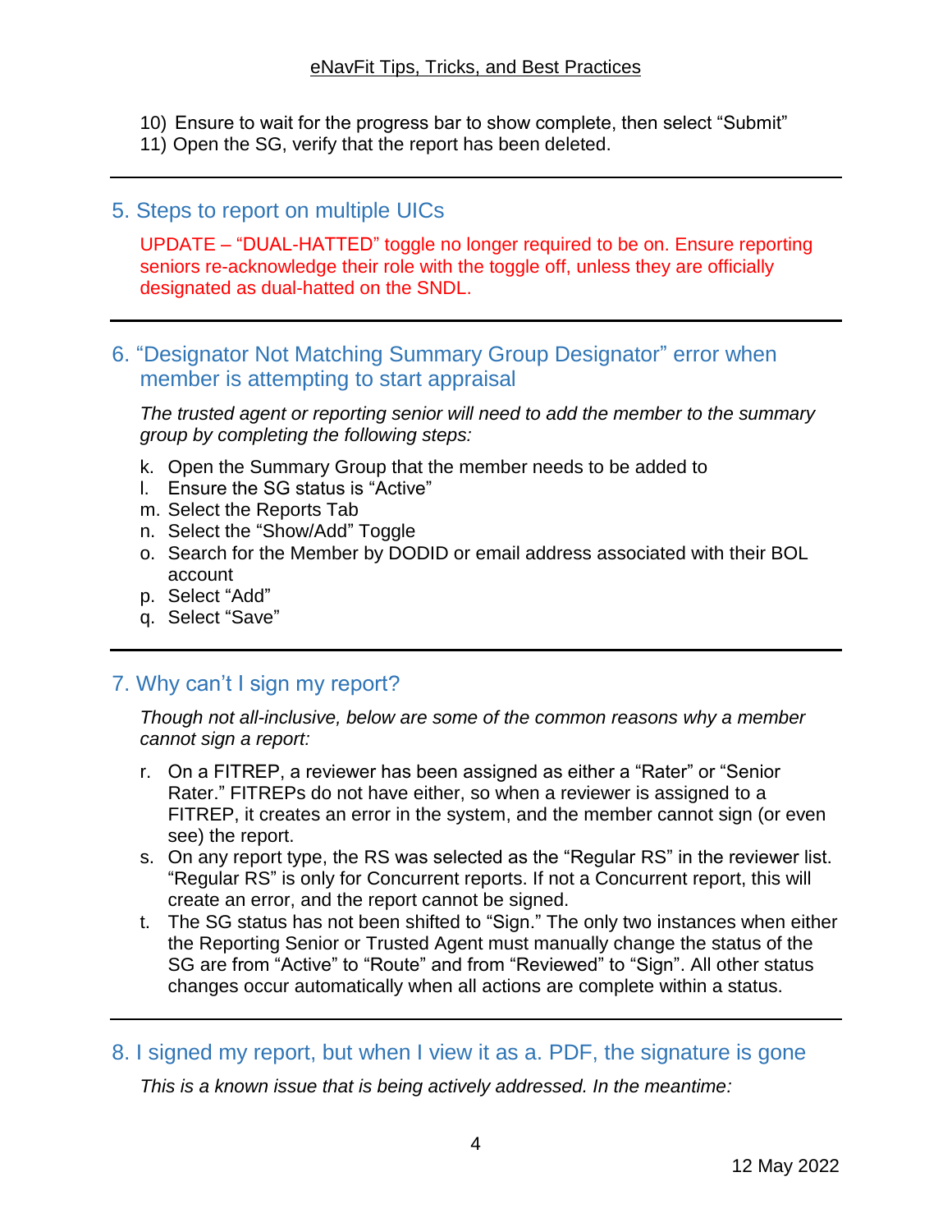10) Ensure to wait for the progress bar to show complete, then select “Submit”
11) Open the SG, verify that the report has been deleted.

---

## 5. Steps to report on multiple UICs

UPDATE – “DUAL-HATTED” toggle no longer required to be on. Ensure reporting seniors re-acknowledge their role with the toggle off, unless they are officially designated as dual-hatted on the SNDL.

---

## 6. “Designator Not Matching Summary Group Designator” error when member is attempting to start appraisal

*The trusted agent or reporting senior will need to add the member to the summary group by completing the following steps:*

k. Open the Summary Group that the member needs to be added to
l. Ensure the SG status is “Active”
m. Select the Reports Tab
n. Select the “Show/Add” Toggle
o. Search for the Member by DODID or email address associated with their BOL account
p. Select “Add”
q. Select “Save”

---

## 7. Why can’t I sign my report?

*Though not all-inclusive, below are some of the common reasons why a member cannot sign a report:*

r. On a FITREP, a reviewer has been assigned as either a “Rater” or “Senior Rater.” FITREPs do not have either, so when a reviewer is assigned to a FITREP, it creates an error in the system, and the member cannot sign (or even see) the report.
s. On any report type, the RS was selected as the “Regular RS” in the reviewer list. “Regular RS” is only for Concurrent reports. If not a Concurrent report, this will create an error, and the report cannot be signed.
t. The SG status has not been shifted to “Sign.” The only two instances when either the Reporting Senior or Trusted Agent must manually change the status of the SG are from “Active” to “Route” and from “Reviewed” to “Sign”. All other status changes occur automatically when all actions are complete within a status.

---

## 8. I signed my report, but when I view it as a. PDF, the signature is gone

*This is a known issue that is being actively addressed. In the meantime:*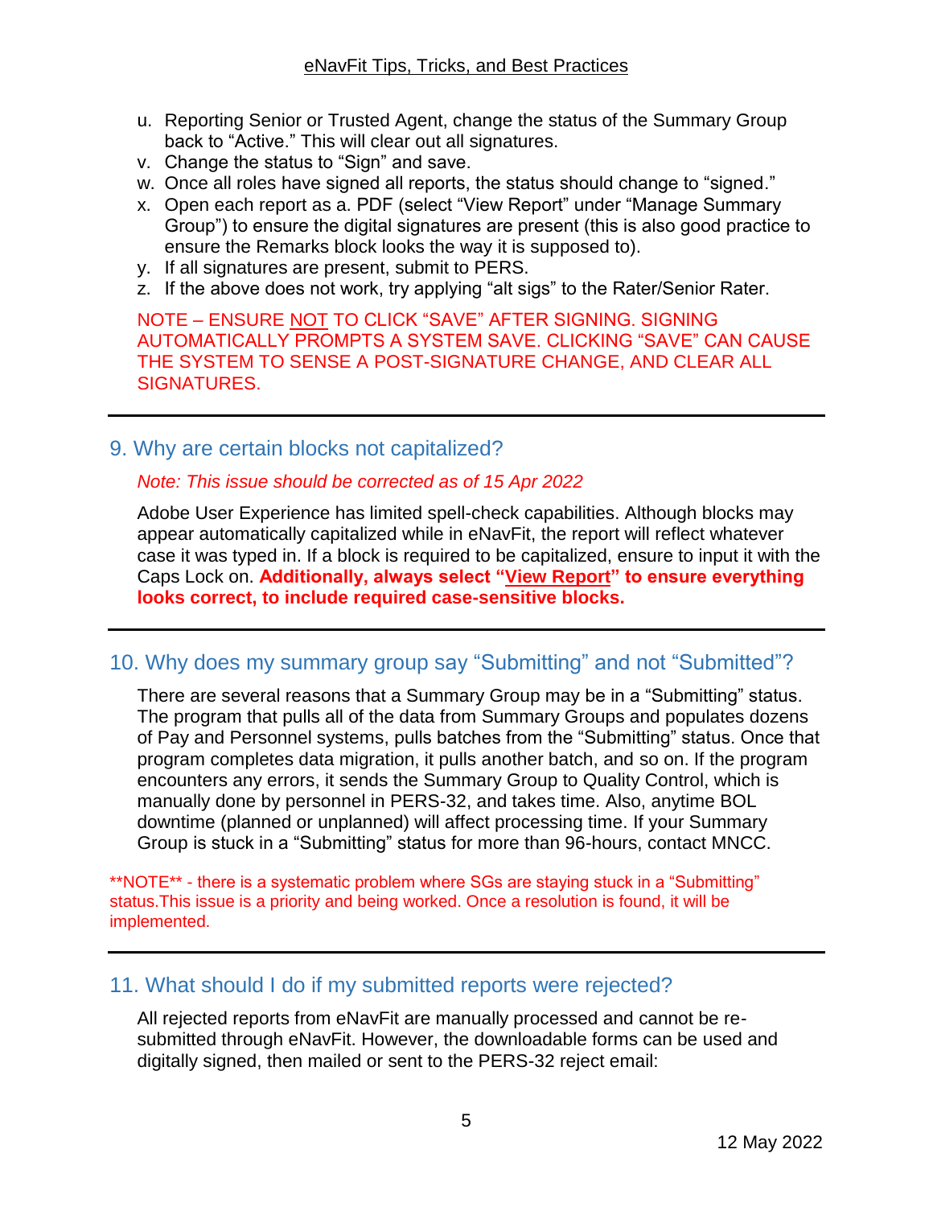u. Reporting Senior or Trusted Agent, change the status of the Summary Group back to "Active." This will clear out all signatures.
v. Change the status to "Sign" and save.
w. Once all roles have signed all reports, the status should change to "signed."
x. Open each report as a. PDF (select "View Report" under "Manage Summary Group") to ensure the digital signatures are present (this is also good practice to ensure the Remarks block looks the way it is supposed to).
y. If all signatures are present, submit to PERS.
z. If the above does not work, try applying "alt sigs" to the Rater/Senior Rater.

NOTE – ENSURE NOT TO CLICK "SAVE" AFTER SIGNING. SIGNING AUTOMATICALLY PROMPTS A SYSTEM SAVE. CLICKING "SAVE" CAN CAUSE THE SYSTEM TO SENSE A POST-SIGNATURE CHANGE, AND CLEAR ALL SIGNATURES.

---

## 9. Why are certain blocks not capitalized?

*Note: This issue should be corrected as of 15 Apr 2022*

Adobe User Experience has limited spell-check capabilities. Although blocks may appear automatically capitalized while in eNavFit, the report will reflect whatever case it was typed in. If a block is required to be capitalized, ensure to input it with the Caps Lock on. **Additionally, always select "View Report" to ensure everything looks correct, to include required case-sensitive blocks.**

---

## 10. Why does my summary group say "Submitting" and not "Submitted"?

There are several reasons that a Summary Group may be in a "Submitting" status. The program that pulls all of the data from Summary Groups and populates dozens of Pay and Personnel systems, pulls batches from the "Submitting" status. Once that program completes data migration, it pulls another batch, and so on. If the program encounters any errors, it sends the Summary Group to Quality Control, which is manually done by personnel in PERS-32, and takes time. Also, anytime BOL downtime (planned or unplanned) will affect processing time. If your Summary Group is stuck in a "Submitting" status for more than 96-hours, contact MNCC.

**NOTE** - there is a systematic problem where SGs are staying stuck in a "Submitting" status.This issue is a priority and being worked. Once a resolution is found, it will be implemented.

---

## 11. What should I do if my submitted reports were rejected?

All rejected reports from eNavFit are manually processed and cannot be re-submitted through eNavFit. However, the downloadable forms can be used and digitally signed, then mailed or sent to the PERS-32 reject email: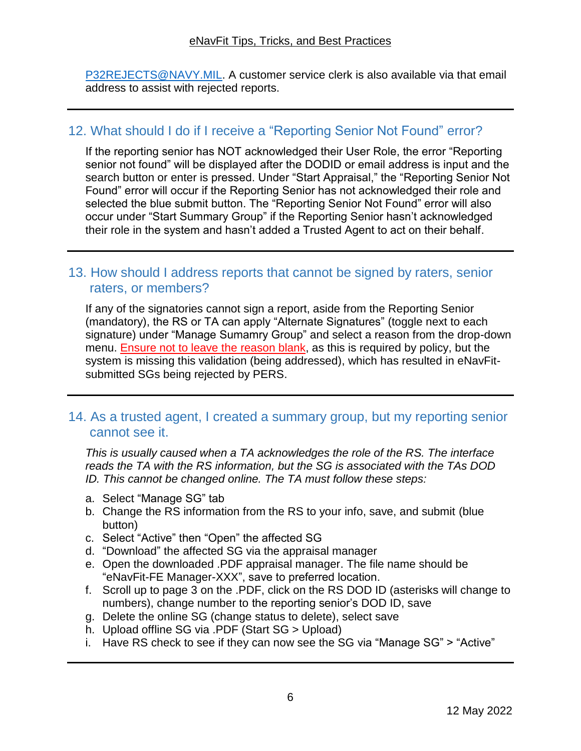[P32REJECTS@NAVY.MIL](mailto:P32REJECTS@NAVY.MIL). A customer service clerk is also available via that email address to assist with rejected reports.

---

## 12. What should I do if I receive a "Reporting Senior Not Found" error?

If the reporting senior has NOT acknowledged their User Role, the error "Reporting senior not found" will be displayed after the DODID or email address is input and the search button or enter is pressed. Under "Start Appraisal," the "Reporting Senior Not Found" error will occur if the Reporting Senior has not acknowledged their role and selected the blue submit button. The "Reporting Senior Not Found" error will also occur under "Start Summary Group" if the Reporting Senior hasn't acknowledged their role in the system and hasn't added a Trusted Agent to act on their behalf.

---

## 13. How should I address reports that cannot be signed by raters, senior raters, or members?

If any of the signatories cannot sign a report, aside from the Reporting Senior (mandatory), the RS or TA can apply "Alternate Signatures" (toggle next to each signature) under "Manage Sumamry Group" and select a reason from the drop-down menu. Ensure not to leave the reason blank, as this is required by policy, but the system is missing this validation (being addressed), which has resulted in eNavFit-submitted SGs being rejected by PERS.

---

## 14. As a trusted agent, I created a summary group, but my reporting senior cannot see it.

*This is usually caused when a TA acknowledges the role of the RS. The interface reads the TA with the RS information, but the SG is associated with the TAs DOD ID. This cannot be changed online. The TA must follow these steps:*

a. Select "Manage SG" tab
b. Change the RS information from the RS to your info, save, and submit (blue button)
c. Select "Active" then "Open" the affected SG
d. "Download" the affected SG via the appraisal manager
e. Open the downloaded .PDF appraisal manager. The file name should be "eNavFit-FE Manager-XXX", save to preferred location.
f. Scroll up to page 3 on the .PDF, click on the RS DOD ID (asterisks will change to numbers), change number to the reporting senior's DOD ID, save
g. Delete the online SG (change status to delete), select save
h. Upload offline SG via .PDF (Start SG > Upload)
i. Have RS check to see if they can now see the SG via "Manage SG" > "Active"

---

12 May 2022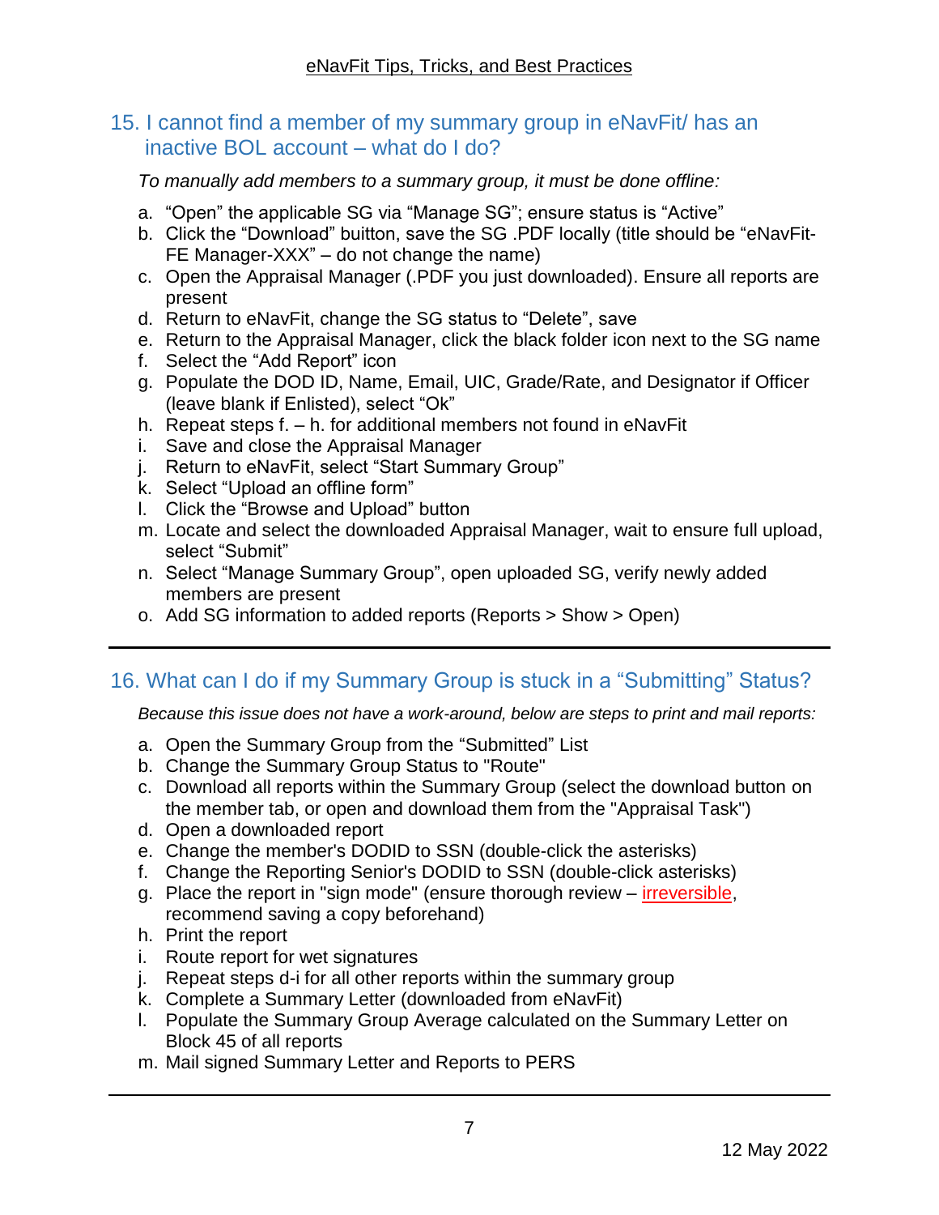## 15. I cannot find a member of my summary group in eNavFit/ has an inactive BOL account – what do I do?

*To manually add members to a summary group, it must be done offline:*

a. “Open” the applicable SG via “Manage SG”; ensure status is “Active”
b. Click the “Download” buitton, save the SG .PDF locally (title should be “eNavFit-FE Manager-XXX” – do not change the name)
c. Open the Appraisal Manager (.PDF you just downloaded). Ensure all reports are present
d. Return to eNavFit, change the SG status to “Delete”, save
e. Return to the Appraisal Manager, click the black folder icon next to the SG name
f. Select the “Add Report” icon
g. Populate the DOD ID, Name, Email, UIC, Grade/Rate, and Designator if Officer (leave blank if Enlisted), select “Ok”
h. Repeat steps f. – h. for additional members not found in eNavFit
i. Save and close the Appraisal Manager
j. Return to eNavFit, select “Start Summary Group”
k. Select “Upload an offline form”
l. Click the “Browse and Upload” button
m. Locate and select the downloaded Appraisal Manager, wait to ensure full upload, select “Submit”
n. Select “Manage Summary Group”, open uploaded SG, verify newly added members are present
o. Add SG information to added reports (Reports > Show > Open)

---

## 16. What can I do if my Summary Group is stuck in a “Submitting” Status?

*Because this issue does not have a work-around, below are steps to print and mail reports:*

a. Open the Summary Group from the “Submitted” List
b. Change the Summary Group Status to "Route"
c. Download all reports within the Summary Group (select the download button on the member tab, or open and download them from the "Appraisal Task")
d. Open a downloaded report
e. Change the member's DODID to SSN (double-click the asterisks)
f. Change the Reporting Senior's DODID to SSN (double-click asterisks)
g. Place the report in "sign mode" (ensure thorough review – irreversible, recommend saving a copy beforehand)
h. Print the report
i. Route report for wet signatures
j. Repeat steps d-i for all other reports within the summary group
k. Complete a Summary Letter (downloaded from eNavFit)
l. Populate the Summary Group Average calculated on the Summary Letter on Block 45 of all reports
m. Mail signed Summary Letter and Reports to PERS

---

12 May 2022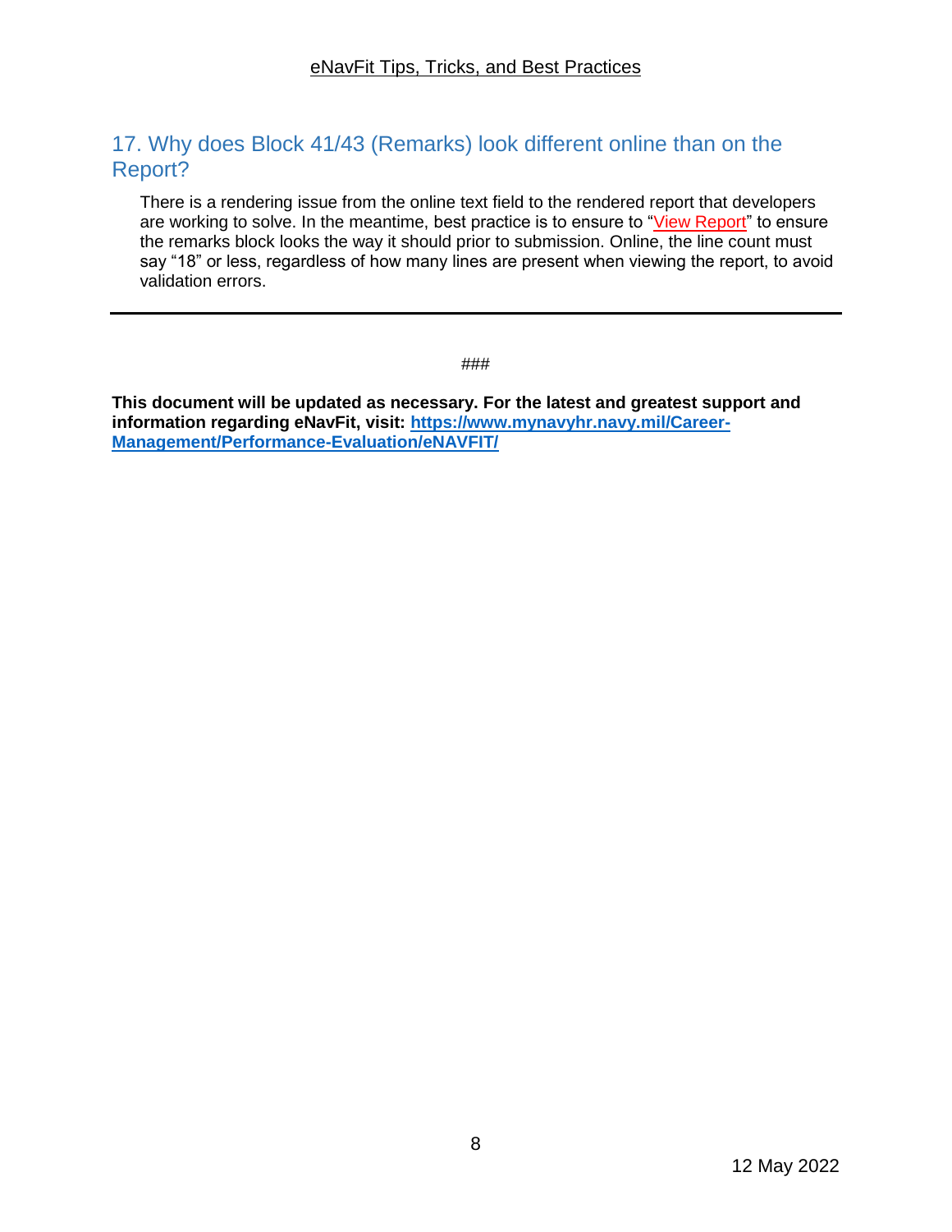## 17. Why does Block 41/43 (Remarks) look different online than on the Report?

There is a rendering issue from the online text field to the rendered report that developers are working to solve. In the meantime, best practice is to ensure to "View Report" to ensure the remarks block looks the way it should prior to submission. Online, the line count must say "18" or less, regardless of how many lines are present when viewing the report, to avoid validation errors.

---

###

**This document will be updated as necessary. For the latest and greatest support and information regarding eNavFit, visit: [https://www.mynavyhr.navy.mil/Career-Management/Performance-Evaluation/eNAVFIT/](https://www.mynavyhr.navy.mil/Career-Management/Performance-Evaluation/eNAVFIT/)**

12 May 2022